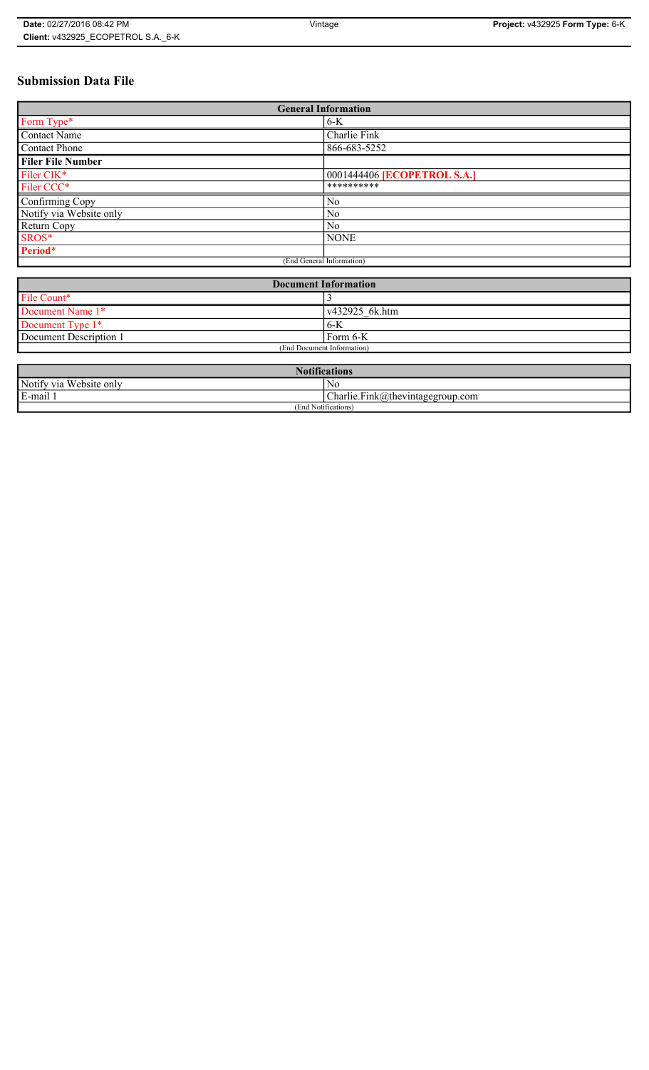# Submission Data File

| General Information | |
|---|---|
| Form Type* | 6-K |
| Contact Name | Charlie Fink |
| Contact Phone | 866-683-5252 |
| **Filer File Number** | |
| Filer CIK* | 0001444406 **[ECOPETROL S.A.]** |
| Filer CCC* | ********** |
| Confirming Copy | No |
| Notify via Website only | No |
| Return Copy | No |
| SROS* | NONE |
| **Period*** | |
| (End General Information) | |

| Document Information | |
|---|---|
| File Count* | 3 |
| Document Name 1* | v432925_6k.htm |
| Document Type 1* | 6-K |
| Document Description 1 | Form 6-K |
| (End Document Information) | |

| Notifications | |
|---|---|
| Notify via Website only | No |
| E-mail 1 | Charlie.Fink@thevintagegroup.com |
| (End Notifications) | |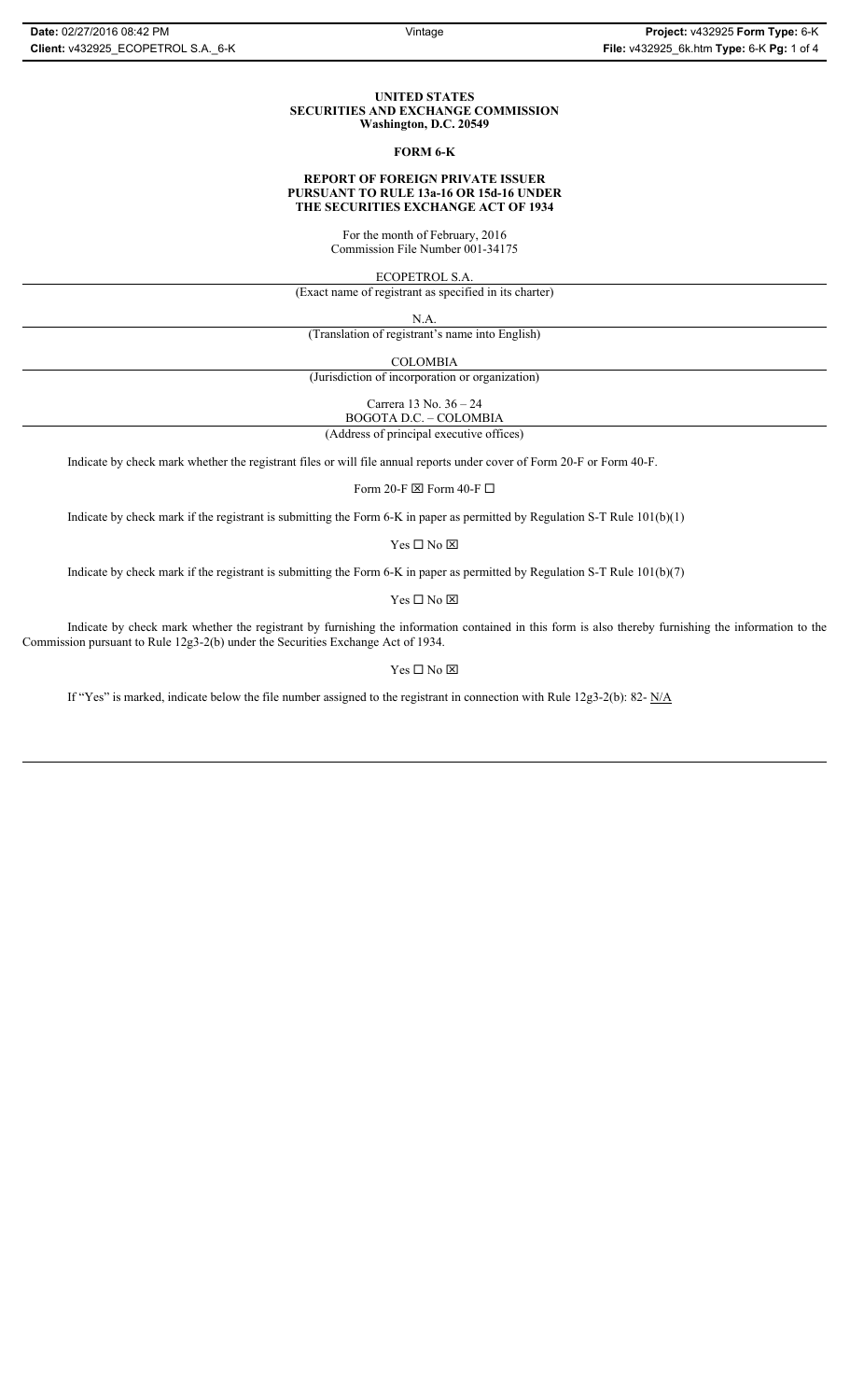**UNITED STATES**
**SECURITIES AND EXCHANGE COMMISSION**
**Washington, D.C. 20549**

**FORM 6-K**

**REPORT OF FOREIGN PRIVATE ISSUER**
**PURSUANT TO RULE 13a-16 OR 15d-16 UNDER**
**THE SECURITIES EXCHANGE ACT OF 1934**

For the month of February, 2016
Commission File Number 001-34175

ECOPETROL S.A.
(Exact name of registrant as specified in its charter)

N.A.
(Translation of registrant's name into English)

COLOMBIA
(Jurisdiction of incorporation or organization)

Carrera 13 No. 36 – 24
BOGOTA D.C. – COLOMBIA
(Address of principal executive offices)

Indicate by check mark whether the registrant files or will file annual reports under cover of Form 20-F or Form 40-F.

Form 20-F ☒ Form 40-F ☐

Indicate by check mark if the registrant is submitting the Form 6-K in paper as permitted by Regulation S-T Rule 101(b)(1)

Yes ☐ No ☒

Indicate by check mark if the registrant is submitting the Form 6-K in paper as permitted by Regulation S-T Rule 101(b)(7)

Yes ☐ No ☒

Indicate by check mark whether the registrant by furnishing the information contained in this form is also thereby furnishing the information to the Commission pursuant to Rule 12g3-2(b) under the Securities Exchange Act of 1934.

Yes ☐ No ☒

If "Yes" is marked, indicate below the file number assigned to the registrant in connection with Rule 12g3-2(b): 82- N/A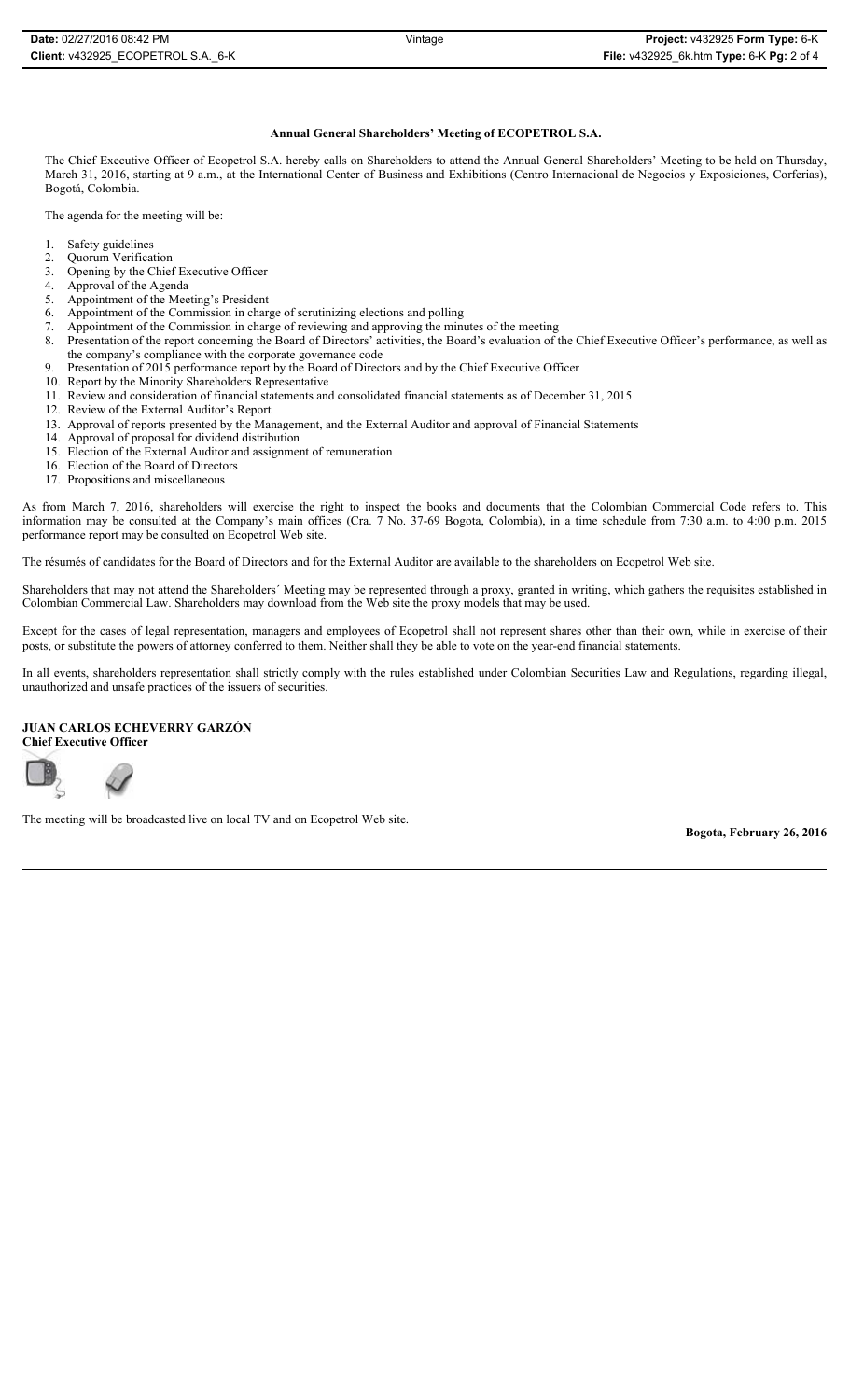**Annual General Shareholders' Meeting of ECOPETROL S.A.**

The Chief Executive Officer of Ecopetrol S.A. hereby calls on Shareholders to attend the Annual General Shareholders' Meeting to be held on Thursday, March 31, 2016, starting at 9 a.m., at the International Center of Business and Exhibitions (Centro Internacional de Negocios y Exposiciones, Corferias), Bogotá, Colombia.

The agenda for the meeting will be:

1. Safety guidelines
2. Quorum Verification
3. Opening by the Chief Executive Officer
4. Approval of the Agenda
5. Appointment of the Meeting's President
6. Appointment of the Commission in charge of scrutinizing elections and polling
7. Appointment of the Commission in charge of reviewing and approving the minutes of the meeting
8. Presentation of the report concerning the Board of Directors' activities, the Board's evaluation of the Chief Executive Officer's performance, as well as the company's compliance with the corporate governance code
9. Presentation of 2015 performance report by the Board of Directors and by the Chief Executive Officer
10. Report by the Minority Shareholders Representative
11. Review and consideration of financial statements and consolidated financial statements as of December 31, 2015
12. Review of the External Auditor's Report
13. Approval of reports presented by the Management, and the External Auditor and approval of Financial Statements
14. Approval of proposal for dividend distribution
15. Election of the External Auditor and assignment of remuneration
16. Election of the Board of Directors
17. Propositions and miscellaneous

As from March 7, 2016, shareholders will exercise the right to inspect the books and documents that the Colombian Commercial Code refers to. This information may be consulted at the Company's main offices (Cra. 7 No. 37-69 Bogota, Colombia), in a time schedule from 7:30 a.m. to 4:00 p.m. 2015 performance report may be consulted on Ecopetrol Web site.

The résumés of candidates for the Board of Directors and for the External Auditor are available to the shareholders on Ecopetrol Web site.

Shareholders that may not attend the Shareholders´ Meeting may be represented through a proxy, granted in writing, which gathers the requisites established in Colombian Commercial Law. Shareholders may download from the Web site the proxy models that may be used.

Except for the cases of legal representation, managers and employees of Ecopetrol shall not represent shares other than their own, while in exercise of their posts, or substitute the powers of attorney conferred to them. Neither shall they be able to vote on the year-end financial statements.

In all events, shareholders representation shall strictly comply with the rules established under Colombian Securities Law and Regulations, regarding illegal, unauthorized and unsafe practices of the issuers of securities.

**JUAN CARLOS ECHEVERRY GARZÓN**
**Chief Executive Officer**

The meeting will be broadcasted live on local TV and on Ecopetrol Web site.

**Bogota, February 26, 2016**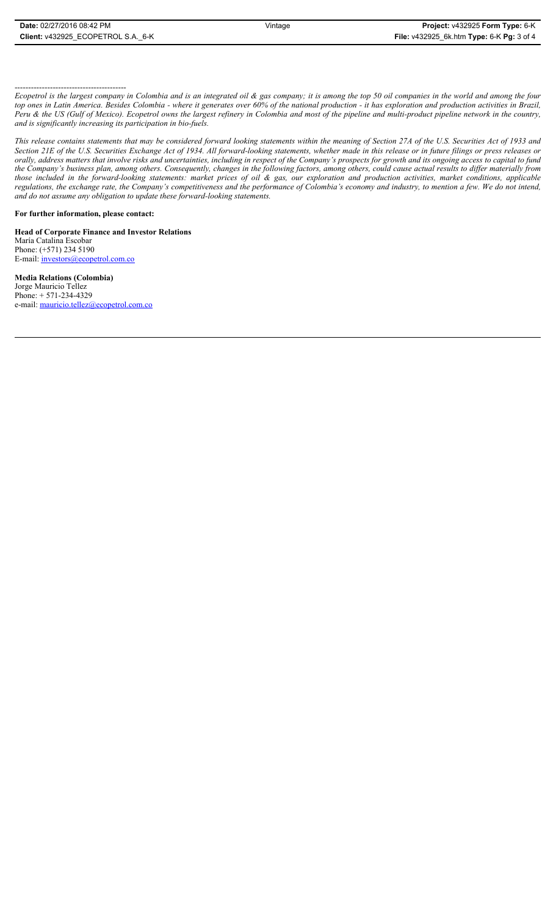----------------------------------------

*Ecopetrol is the largest company in Colombia and is an integrated oil & gas company; it is among the top 50 oil companies in the world and among the four top ones in Latin America. Besides Colombia - where it generates over 60% of the national production - it has exploration and production activities in Brazil, Peru & the US (Gulf of Mexico). Ecopetrol owns the largest refinery in Colombia and most of the pipeline and multi-product pipeline network in the country, and is significantly increasing its participation in bio-fuels.*

*This release contains statements that may be considered forward looking statements within the meaning of Section 27A of the U.S. Securities Act of 1933 and Section 21E of the U.S. Securities Exchange Act of 1934. All forward-looking statements, whether made in this release or in future filings or press releases or orally, address matters that involve risks and uncertainties, including in respect of the Company's prospects for growth and its ongoing access to capital to fund the Company's business plan, among others. Consequently, changes in the following factors, among others, could cause actual results to differ materially from those included in the forward-looking statements: market prices of oil & gas, our exploration and production activities, market conditions, applicable regulations, the exchange rate, the Company's competitiveness and the performance of Colombia's economy and industry, to mention a few. We do not intend, and do not assume any obligation to update these forward-looking statements.*

**For further information, please contact:**

**Head of Corporate Finance and Investor Relations**
María Catalina Escobar
Phone: (+571) 234 5190
E-mail: investors@ecopetrol.com.co

**Media Relations (Colombia)**
Jorge Mauricio Tellez
Phone: + 571-234-4329
e-mail: mauricio.tellez@ecopetrol.com.co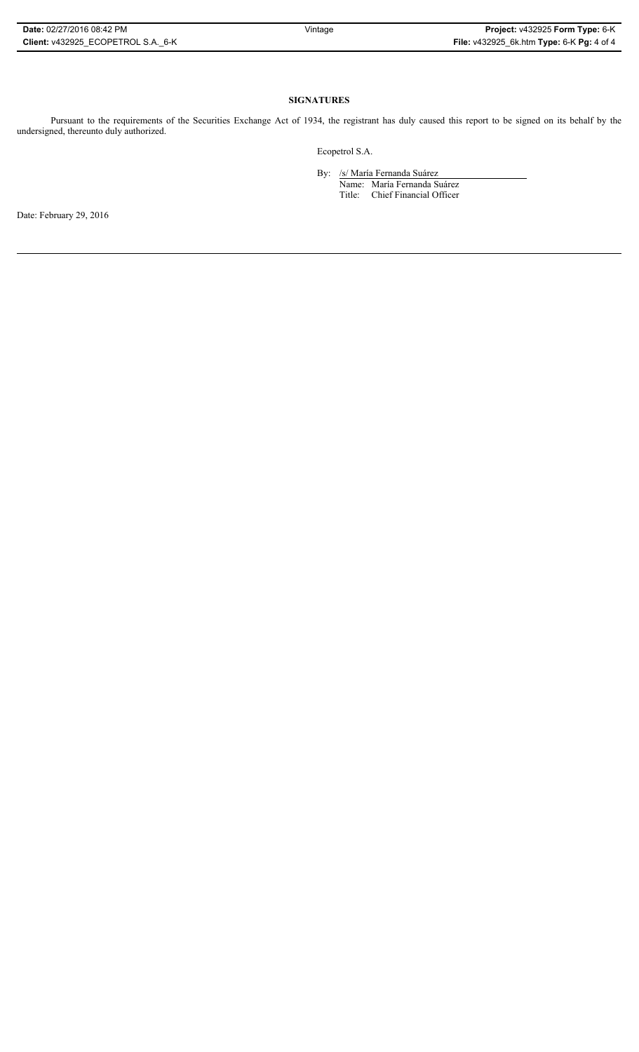**SIGNATURES**

Pursuant to the requirements of the Securities Exchange Act of 1934, the registrant has duly caused this report to be signed on its behalf by the undersigned, thereunto duly authorized.

Ecopetrol S.A.

By: /s/ María Fernanda Suárez

Name: María Fernanda Suárez

Title: Chief Financial Officer

Date: February 29, 2016